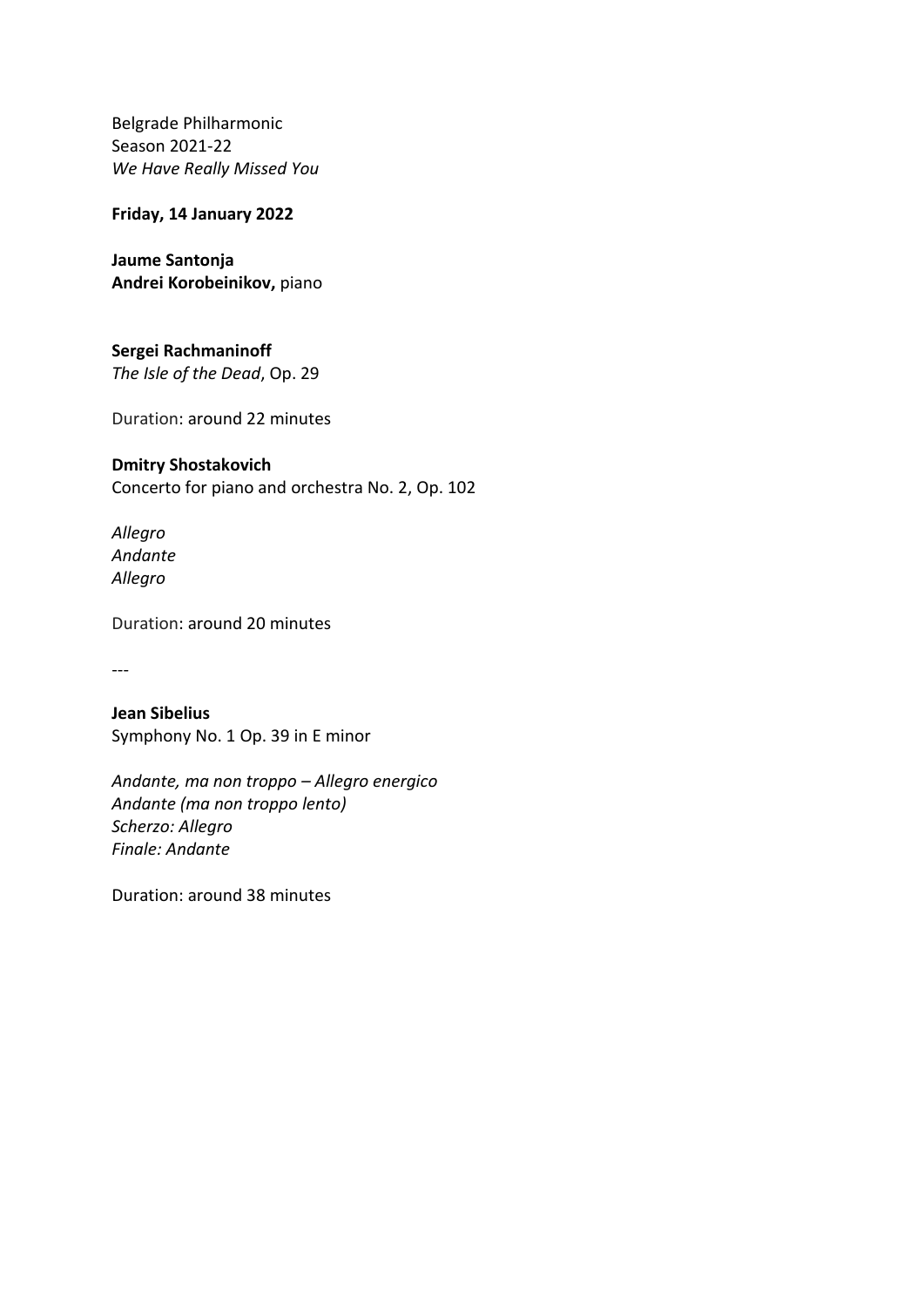Belgrade Philharmonic
Season 2021-22
*We Have Really Missed You*

**Friday, 14 January 2022**

**Jaume Santonja**
**Andrei Korobeinikov,** piano

**Sergei Rachmaninoff**
*The Isle of the Dead*, Op. 29

Duration: around 22 minutes

**Dmitry Shostakovich**
Concerto for piano and orchestra No. 2, Op. 102

*Allegro*
*Andante*
*Allegro*

Duration: around 20 minutes

---

**Jean Sibelius**
Symphony No. 1 Op. 39 in E minor

*Andante, ma non troppo – Allegro energico*
*Andante (ma non troppo lento)*
*Scherzo: Allegro*
*Finale: Andante*

Duration: around 38 minutes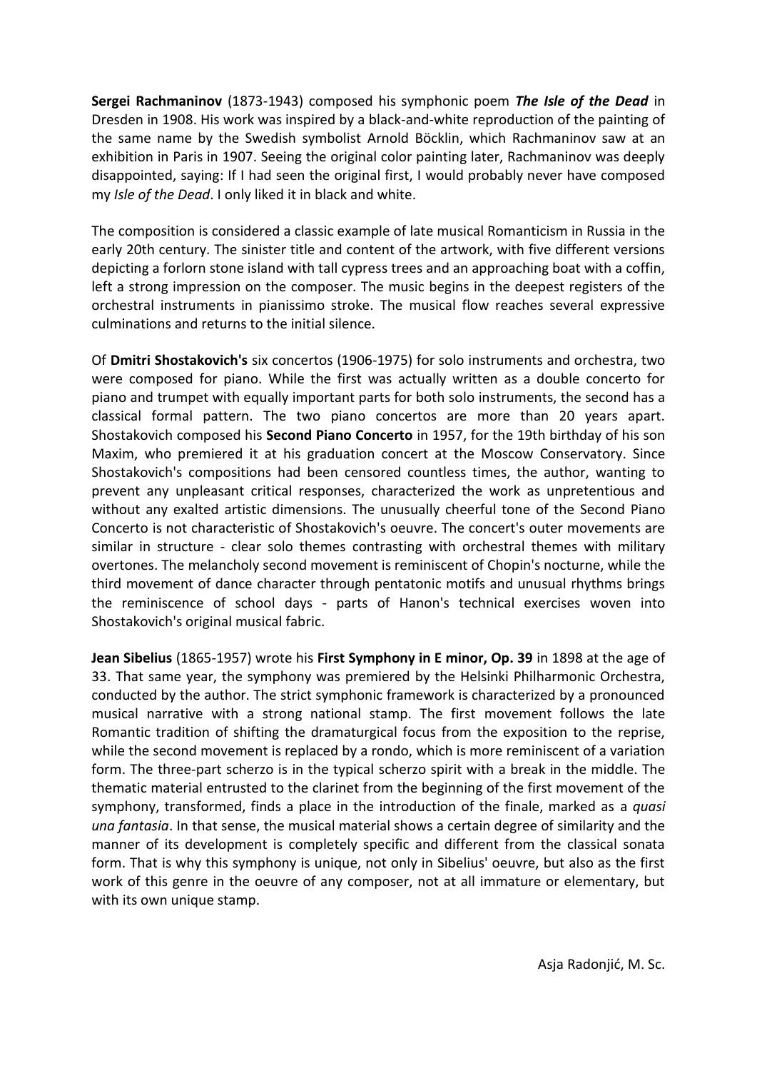**Sergei Rachmaninov** (1873-1943) composed his symphonic poem ***The Isle of the Dead*** in Dresden in 1908. His work was inspired by a black-and-white reproduction of the painting of the same name by the Swedish symbolist Arnold Böcklin, which Rachmaninov saw at an exhibition in Paris in 1907. Seeing the original color painting later, Rachmaninov was deeply disappointed, saying: If I had seen the original first, I would probably never have composed my *Isle of the Dead*. I only liked it in black and white.

The composition is considered a classic example of late musical Romanticism in Russia in the early 20th century. The sinister title and content of the artwork, with five different versions depicting a forlorn stone island with tall cypress trees and an approaching boat with a coffin, left a strong impression on the composer. The music begins in the deepest registers of the orchestral instruments in pianissimo stroke. The musical flow reaches several expressive culminations and returns to the initial silence.

Of **Dmitri Shostakovich's** six concertos (1906-1975) for solo instruments and orchestra, two were composed for piano. While the first was actually written as a double concerto for piano and trumpet with equally important parts for both solo instruments, the second has a classical formal pattern. The two piano concertos are more than 20 years apart. Shostakovich composed his **Second Piano Concerto** in 1957, for the 19th birthday of his son Maxim, who premiered it at his graduation concert at the Moscow Conservatory. Since Shostakovich's compositions had been censored countless times, the author, wanting to prevent any unpleasant critical responses, characterized the work as unpretentious and without any exalted artistic dimensions. The unusually cheerful tone of the Second Piano Concerto is not characteristic of Shostakovich's oeuvre. The concert's outer movements are similar in structure - clear solo themes contrasting with orchestral themes with military overtones. The melancholy second movement is reminiscent of Chopin's nocturne, while the third movement of dance character through pentatonic motifs and unusual rhythms brings the reminiscence of school days - parts of Hanon's technical exercises woven into Shostakovich's original musical fabric.

**Jean Sibelius** (1865-1957) wrote his **First Symphony in E minor, Op. 39** in 1898 at the age of 33. That same year, the symphony was premiered by the Helsinki Philharmonic Orchestra, conducted by the author. The strict symphonic framework is characterized by a pronounced musical narrative with a strong national stamp. The first movement follows the late Romantic tradition of shifting the dramaturgical focus from the exposition to the reprise, while the second movement is replaced by a rondo, which is more reminiscent of a variation form. The three-part scherzo is in the typical scherzo spirit with a break in the middle. The thematic material entrusted to the clarinet from the beginning of the first movement of the symphony, transformed, finds a place in the introduction of the finale, marked as a *quasi una fantasia*. In that sense, the musical material shows a certain degree of similarity and the manner of its development is completely specific and different from the classical sonata form. That is why this symphony is unique, not only in Sibelius' oeuvre, but also as the first work of this genre in the oeuvre of any composer, not at all immature or elementary, but with its own unique stamp.

Asja Radonjić, M. Sc.